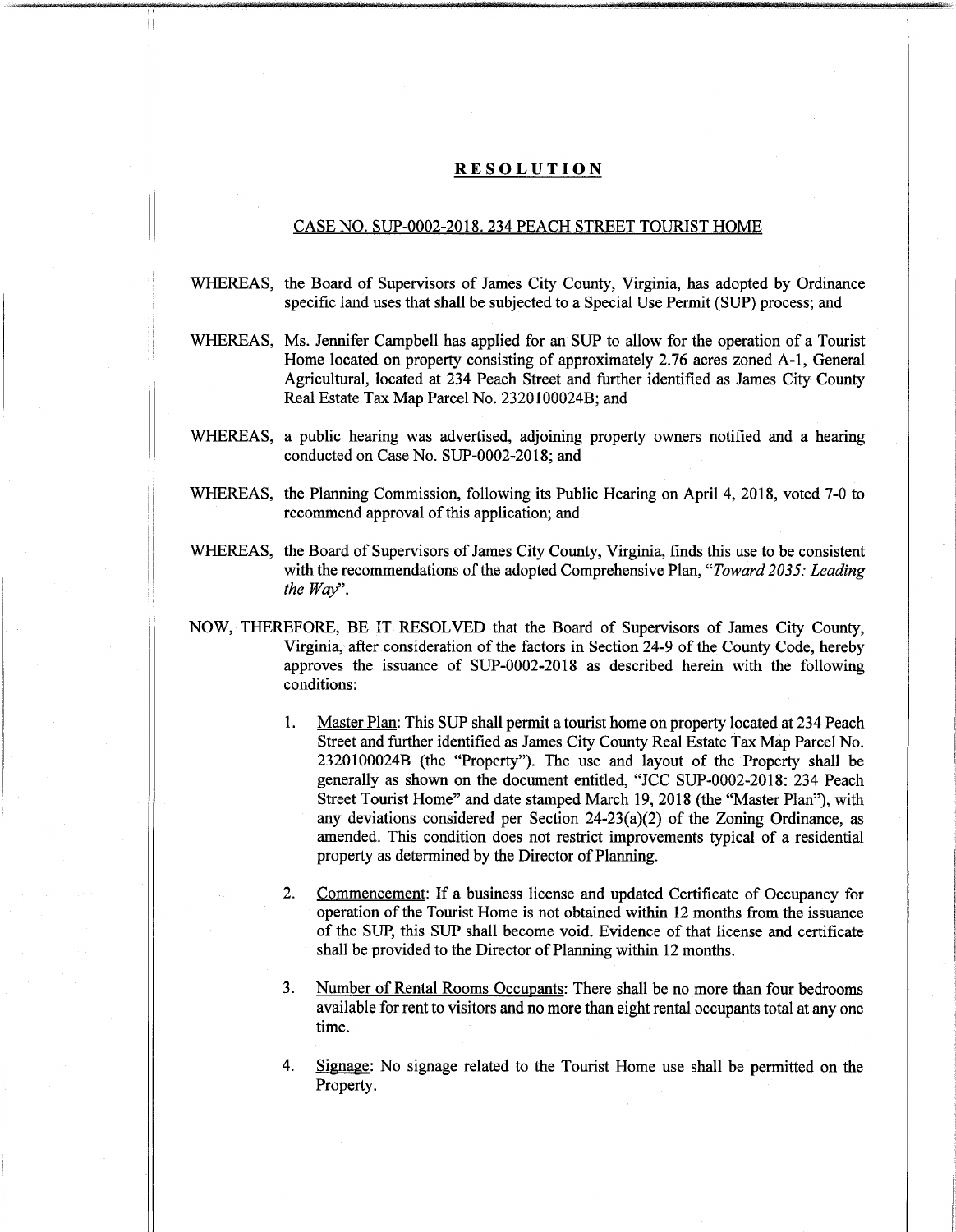# RESOLUTION

## CASE NO. SUP-0002-2018. 234 PEACH STREET TOURIST HOME

WHEREAS, the Board of Supervisors of James City County, Virginia, has adopted by Ordinance specific land uses that shall be subjected to a Special Use Permit (SUP) process; and

WHEREAS, Ms. Jennifer Campbell has applied for an SUP to allow for the operation of a Tourist Home located on property consisting of approximately 2.76 acres zoned A-1, General Agricultural, located at 234 Peach Street and further identified as James City County Real Estate Tax Map Parcel No. 2320100024B; and

WHEREAS, a public hearing was advertised, adjoining property owners notified and a hearing conducted on Case No. SUP-0002-2018; and

WHEREAS, the Planning Commission, following its Public Hearing on April 4, 2018, voted 7-0 to recommend approval of this application; and

WHEREAS, the Board of Supervisors of James City County, Virginia, finds this use to be consistent with the recommendations of the adopted Comprehensive Plan, "*Toward 2035: Leading the Way*".

NOW, THEREFORE, BE IT RESOLVED that the Board of Supervisors of James City County, Virginia, after consideration of the factors in Section 24-9 of the County Code, hereby approves the issuance of SUP-0002-2018 as described herein with the following conditions:

1. Master Plan: This SUP shall permit a tourist home on property located at 234 Peach Street and further identified as James City County Real Estate Tax Map Parcel No. 2320100024B (the "Property"). The use and layout of the Property shall be generally as shown on the document entitled, "JCC SUP-0002-2018: 234 Peach Street Tourist Home" and date stamped March 19, 2018 (the "Master Plan"), with any deviations considered per Section 24-23(a)(2) of the Zoning Ordinance, as amended. This condition does not restrict improvements typical of a residential property as determined by the Director of Planning.

2. Commencement: If a business license and updated Certificate of Occupancy for operation of the Tourist Home is not obtained within 12 months from the issuance of the SUP, this SUP shall become void. Evidence of that license and certificate shall be provided to the Director of Planning within 12 months.

3. Number of Rental Rooms Occupants: There shall be no more than four bedrooms available for rent to visitors and no more than eight rental occupants total at any one time.

4. Signage: No signage related to the Tourist Home use shall be permitted on the Property.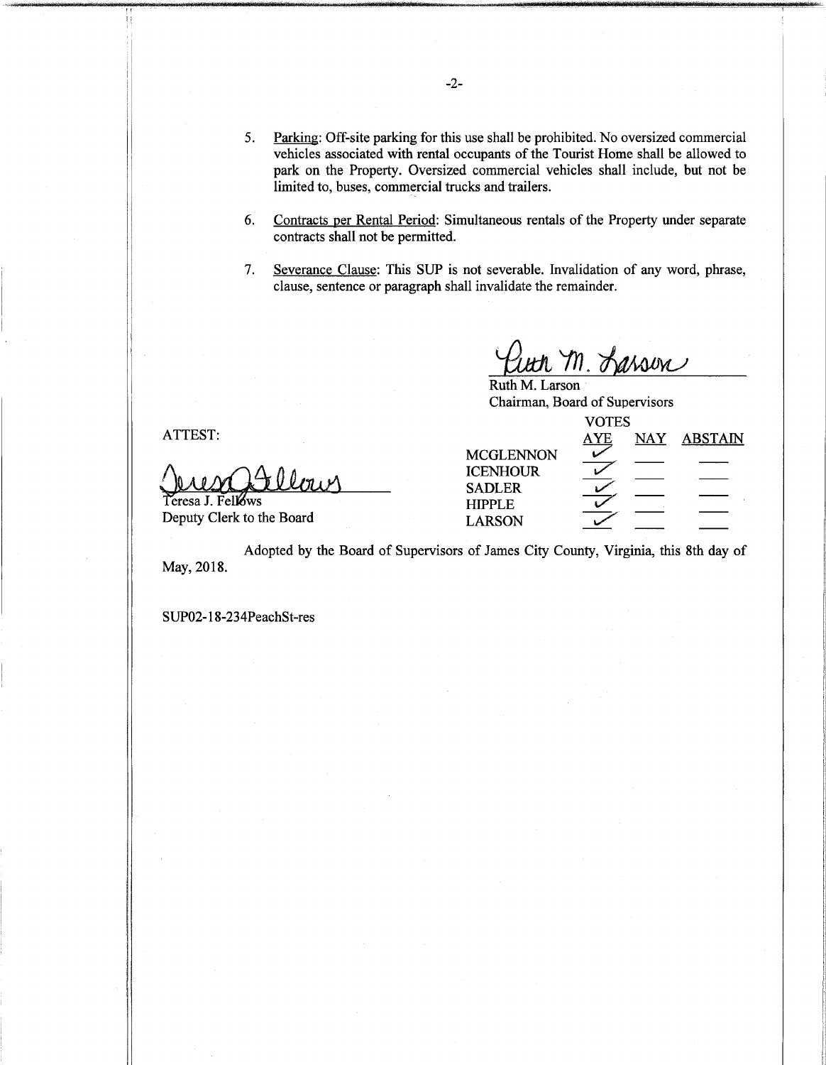5. Parking: Off-site parking for this use shall be prohibited. No oversized commercial vehicles associated with rental occupants of the Tourist Home shall be allowed to park on the Property. Oversized commercial vehicles shall include, but not be limited to, buses, commercial trucks and trailers.

6. Contracts per Rental Period: Simultaneous rentals of the Property under separate contracts shall not be permitted.

7. Severance Clause: This SUP is not severable. Invalidation of any word, phrase, clause, sentence or paragraph shall invalidate the remainder.

Ruth M. Larson
Ruth M. Larson
Chairman, Board of Supervisors

ATTEST:

Teresa J. Fellows
Teresa J. Fellows
Deputy Clerk to the Board

| VOTES | AYE | NAY | ABSTAIN |
|---|---|---|---|
| MCGLENNON | ✓ | | |
| ICENHOUR | ✓ | | |
| SADLER | ✓ | | |
| HIPPLE | ✓ | | |
| LARSON | ✓ | | |

Adopted by the Board of Supervisors of James City County, Virginia, this 8th day of May, 2018.

SUP02-18-234PeachSt-res